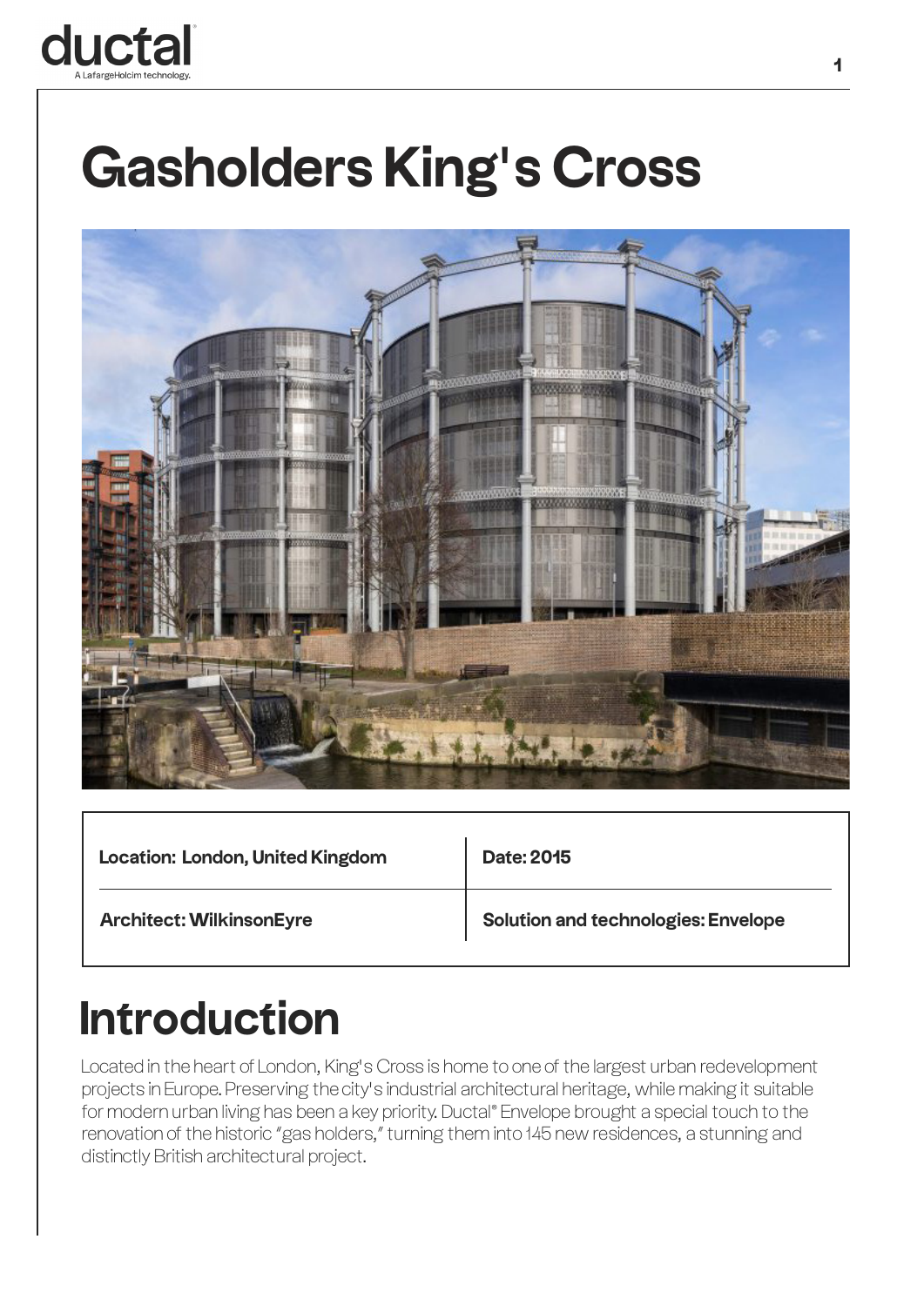# Gasholders King's Cross

| Location: London, United Kingdom | Date: 2015 |
| --- | --- |
| Architect: WilkinsonEyre | Solution and technologies: Envelope |

## Introduction

Located in the heart of London, King's Cross is home to one of the largest urban redevelopment projects in Europe. Preserving the city's industrial architectural heritage, while making it suitable for modern urban living has been a key priority. Ductal® Envelope brought a special touch to the renovation of the historic "gas holders," turning them into 145 new residences, a stunning and distinctly British architectural project.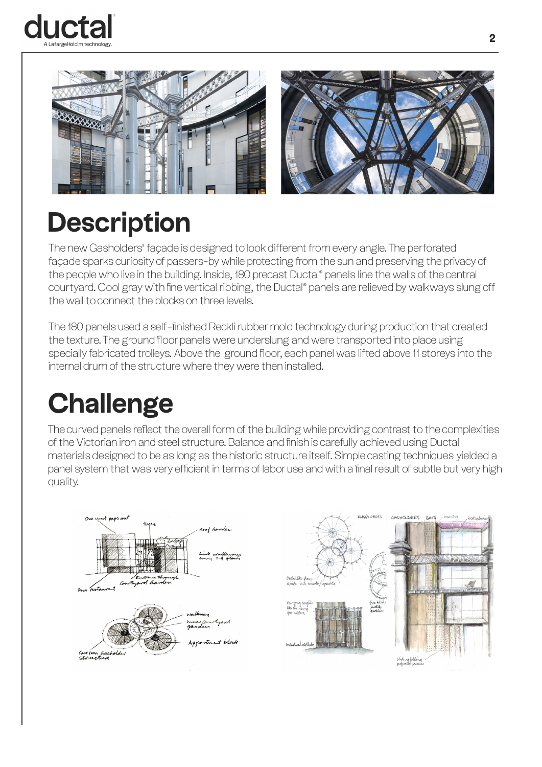# Description

The new Gasholders' façade is designed to look different from every angle. The perforated façade sparks curiosity of passers-by while protecting from the sun and preserving the privacy of the people who live in the building. Inside, 180 precast Ductal® panels line the walls of the central courtyard. Cool gray with fine vertical ribbing, the Ductal® panels are relieved by walkways slung off the wall to connect the blocks on three levels.

The 180 panels used a self-finished Reckli rubber mold technology during production that created the texture. The ground floor panels were underslung and were transported into place using specially fabricated trolleys. Above the ground floor, each panel was lifted above 11 storeys into the internal drum of the structure where they were then installed.

# Challenge

The curved panels reflect the overall form of the building while providing contrast to the complexities of the Victorian iron and steel structure. Balance and finish is carefully achieved using Ductal materials designed to be as long as the historic structure itself. Simple casting techniques yielded a panel system that was very efficient in terms of labor use and with a final result of subtle but very high quality.